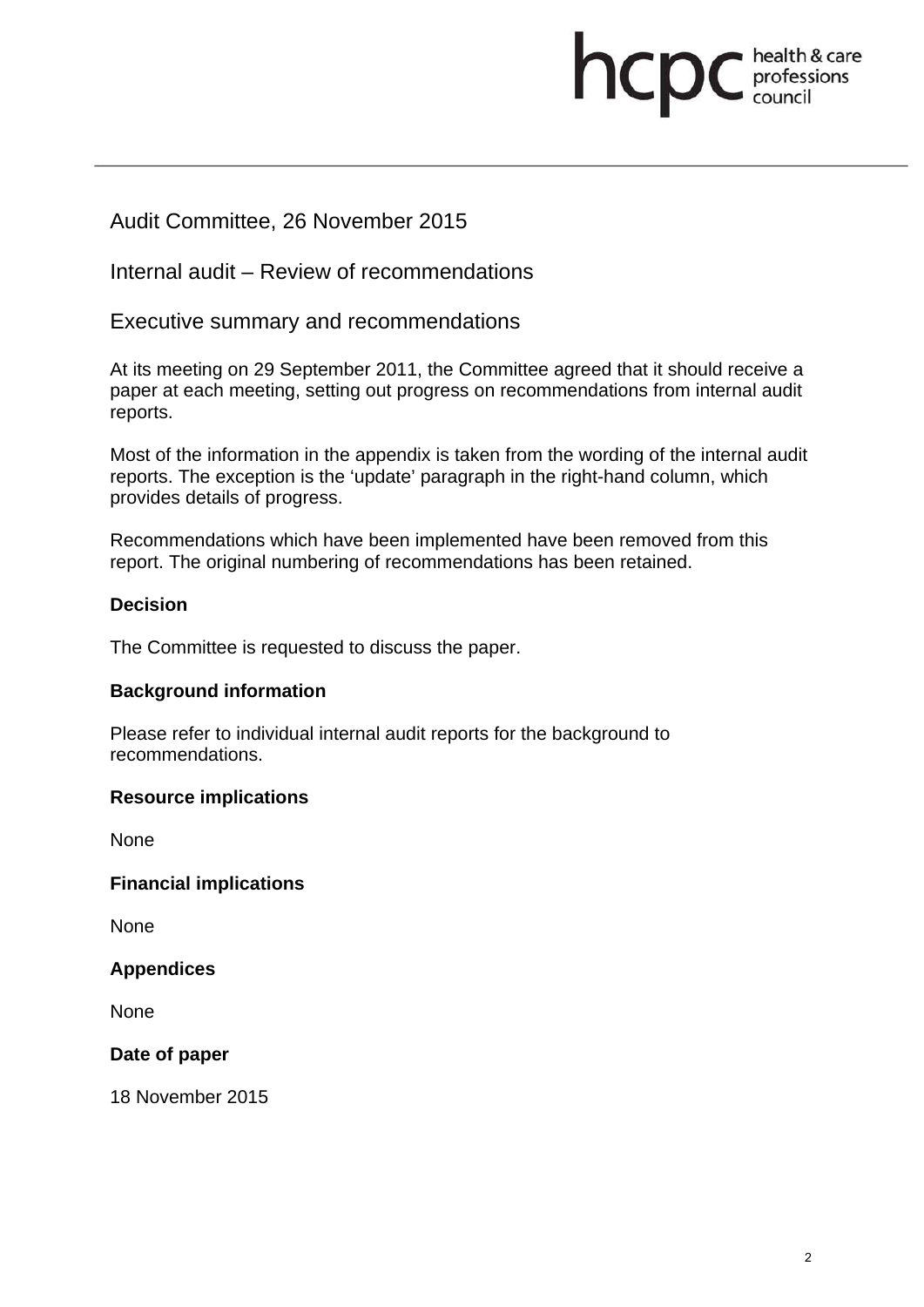Audit Committee, 26 November 2015

Internal audit – Review of recommendations

Executive summary and recommendations

At its meeting on 29 September 2011, the Committee agreed that it should receive a paper at each meeting, setting out progress on recommendations from internal audit reports.

Most of the information in the appendix is taken from the wording of the internal audit reports. The exception is the 'update' paragraph in the right-hand column, which provides details of progress.

Recommendations which have been implemented have been removed from this report. The original numbering of recommendations has been retained.

**Decision**

The Committee is requested to discuss the paper.

**Background information**

Please refer to individual internal audit reports for the background to recommendations.

**Resource implications**

None

**Financial implications**

None

**Appendices**

None

**Date of paper**

18 November 2015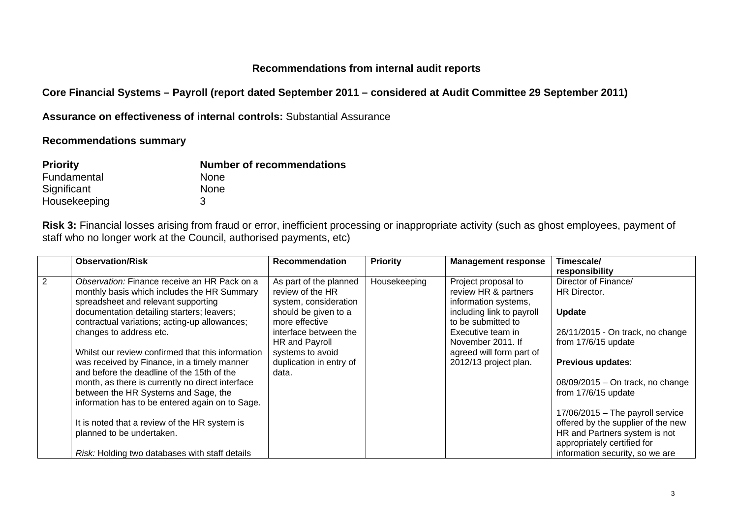### Recommendations from internal audit reports

**Core Financial Systems – Payroll (report dated September 2011 – considered at Audit Committee 29 September 2011)**

**Assurance on effectiveness of internal controls:** Substantial Assurance

**Recommendations summary**

| **Priority** | **Number of recommendations** |
|---|---|
| Fundamental | None |
| Significant | None |
| Housekeeping | 3 |

**Risk 3:** Financial losses arising from fraud or error, inefficient processing or inappropriate activity (such as ghost employees, payment of staff who no longer work at the Council, authorised payments, etc)

| | **Observation/Risk** | **Recommendation** | **Priority** | **Management response** | **Timescale/ responsibility** |
|---|---|---|---|---|---|
| 2 | *Observation:* Finance receive an HR Pack on a monthly basis which includes the HR Summary spreadsheet and relevant supporting documentation detailing starters; leavers; contractual variations; acting-up allowances; changes to address etc.<br><br>Whilst our review confirmed that this information was received by Finance, in a timely manner and before the deadline of the 15th of the month, as there is currently no direct interface between the HR Systems and Sage, the information has to be entered again on to Sage.<br><br>It is noted that a review of the HR system is planned to be undertaken.<br><br>*Risk:* Holding two databases with staff details | As part of the planned review of the HR system, consideration should be given to a more effective interface between the HR and Payroll systems to avoid duplication in entry of data. | Housekeeping | Project proposal to review HR & partners information systems, including link to payroll to be submitted to Executive team in November 2011. If agreed will form part of 2012/13 project plan. | Director of Finance/ HR Director.<br><br>**Update**<br><br>26/11/2015 - On track, no change from 17/6/15 update<br><br>**Previous updates**:<br><br>08/09/2015 – On track, no change from 17/6/15 update<br><br>17/06/2015 – The payroll service offered by the supplier of the new HR and Partners system is not appropriately certified for information security, so we are |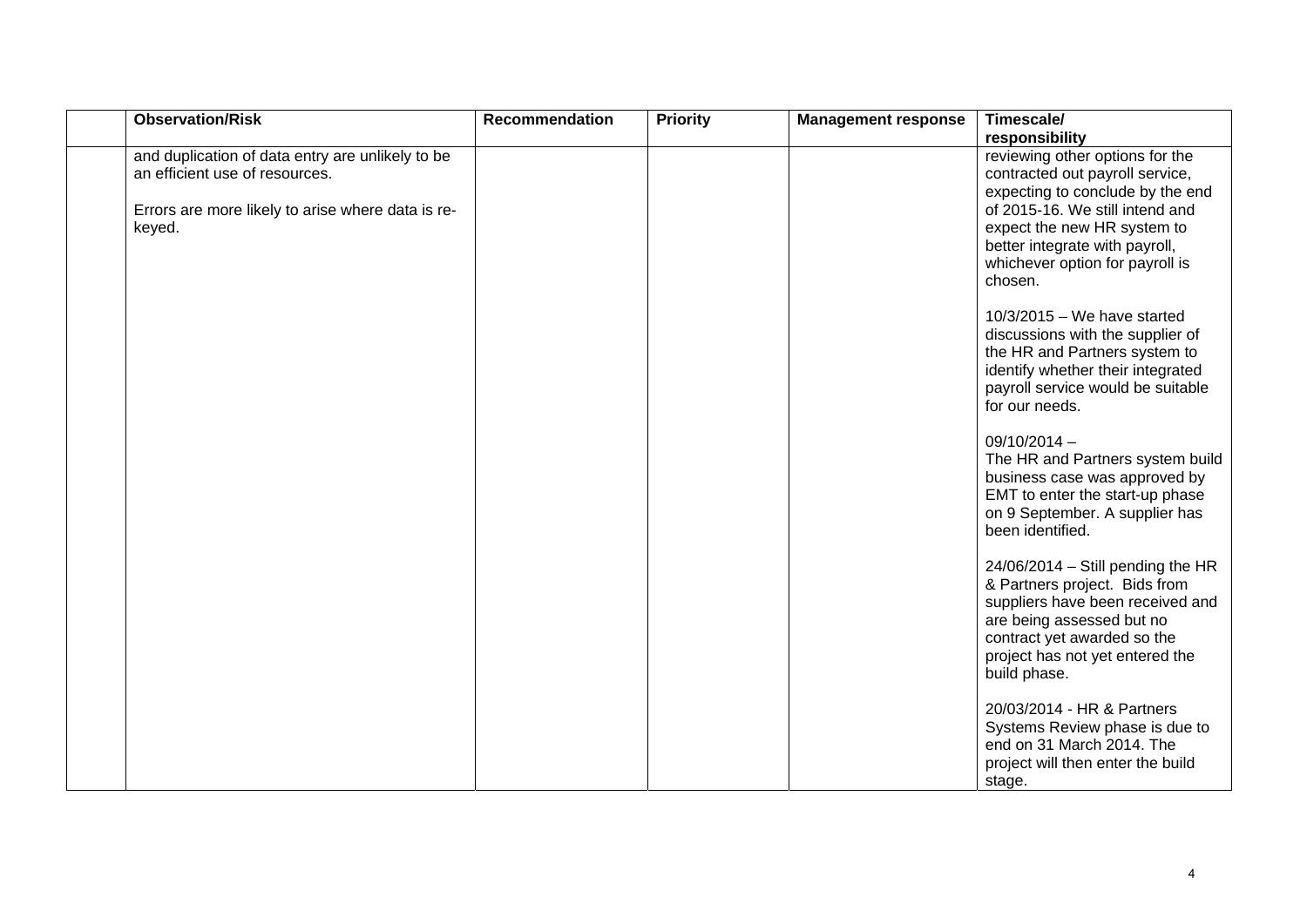| | Observation/Risk | Recommendation | Priority | Management response | Timescale/ responsibility |
|---|---|---|---|---|---|
| | and duplication of data entry are unlikely to be an efficient use of resources.<br><br>Errors are more likely to arise where data is re-keyed. | | | | reviewing other options for the contracted out payroll service, expecting to conclude by the end of 2015-16. We still intend and expect the new HR system to better integrate with payroll, whichever option for payroll is chosen.<br><br>10/3/2015 – We have started discussions with the supplier of the HR and Partners system to identify whether their integrated payroll service would be suitable for our needs.<br><br>09/10/2014 –<br>The HR and Partners system build business case was approved by EMT to enter the start-up phase on 9 September. A supplier has been identified.<br><br>24/06/2014 – Still pending the HR & Partners project. Bids from suppliers have been received and are being assessed but no contract yet awarded so the project has not yet entered the build phase.<br><br>20/03/2014 - HR & Partners Systems Review phase is due to end on 31 March 2014. The project will then enter the build stage. |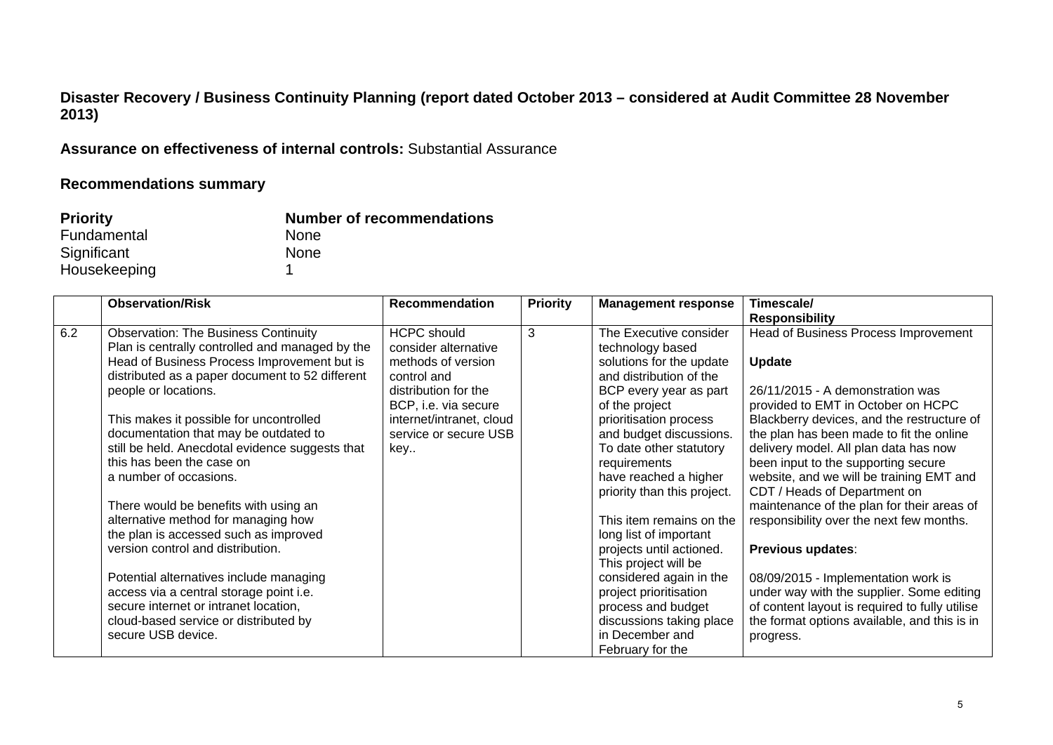**Disaster Recovery / Business Continuity Planning (report dated October 2013 – considered at Audit Committee 28 November 2013)**

**Assurance on effectiveness of internal controls:** Substantial Assurance

**Recommendations summary**

| **Priority** | **Number of recommendations** |
|---|---|
| Fundamental | None |
| Significant | None |
| Housekeeping | 1 |

| | Observation/Risk | Recommendation | Priority | Management response | Timescale/ Responsibility |
|---|---|---|---|---|---|
| 6.2 | Observation: The Business Continuity Plan is centrally controlled and managed by the Head of Business Process Improvement but is distributed as a paper document to 52 different people or locations.<br><br>This makes it possible for uncontrolled documentation that may be outdated to still be held. Anecdotal evidence suggests that this has been the case on a number of occasions.<br><br>There would be benefits with using an alternative method for managing how the plan is accessed such as improved version control and distribution.<br><br>Potential alternatives include managing access via a central storage point i.e. secure internet or intranet location, cloud-based service or distributed by secure USB device. | HCPC should consider alternative methods of version control and distribution for the BCP, i.e. via secure internet/intranet, cloud service or secure USB key.. | 3 | The Executive consider technology based solutions for the update and distribution of the BCP every year as part of the project prioritisation process and budget discussions. To date other statutory requirements have reached a higher priority than this project.<br><br>This item remains on the long list of important projects until actioned. This project will be considered again in the project prioritisation process and budget discussions taking place in December and February for the | Head of Business Process Improvement<br><br>**Update**<br><br>26/11/2015 - A demonstration was provided to EMT in October on HCPC Blackberry devices, and the restructure of the plan has been made to fit the online delivery model. All plan data has now been input to the supporting secure website, and we will be training EMT and CDT / Heads of Department on maintenance of the plan for their areas of responsibility over the next few months.<br><br>**Previous updates**:<br><br>08/09/2015 - Implementation work is under way with the supplier. Some editing of content layout is required to fully utilise the format options available, and this is in progress. |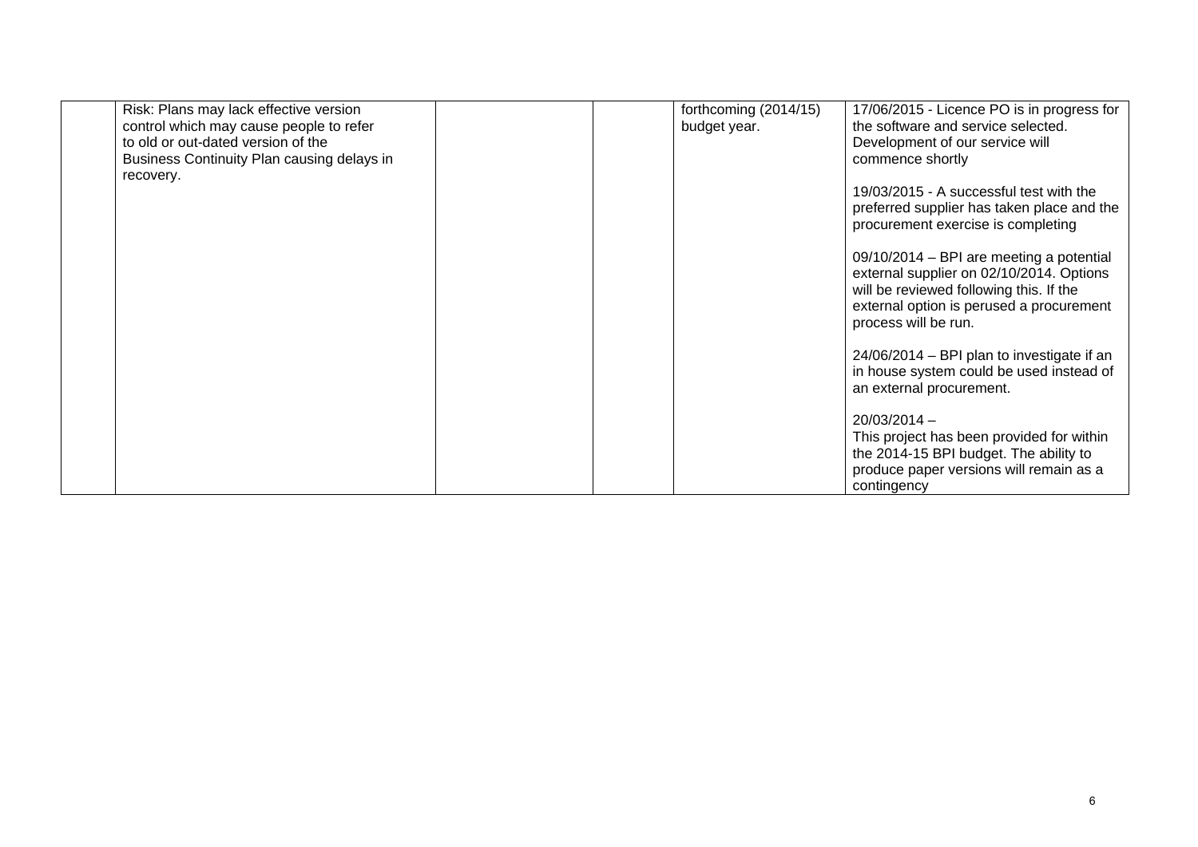|  | Risk: Plans may lack effective version control which may cause people to refer to old or out-dated version of the Business Continuity Plan causing delays in recovery. |  |  | forthcoming (2014/15) budget year. | 17/06/2015 - Licence PO is in progress for the software and service selected. Development of our service will commence shortly<br><br>19/03/2015 - A successful test with the preferred supplier has taken place and the procurement exercise is completing<br><br>09/10/2014 – BPI are meeting a potential external supplier on 02/10/2014. Options will be reviewed following this. If the external option is perused a procurement process will be run.<br><br>24/06/2014 – BPI plan to investigate if an in house system could be used instead of an external procurement.<br><br>20/03/2014 –<br>This project has been provided for within the 2014-15 BPI budget. The ability to produce paper versions will remain as a contingency |
|---|---|---|---|---|---|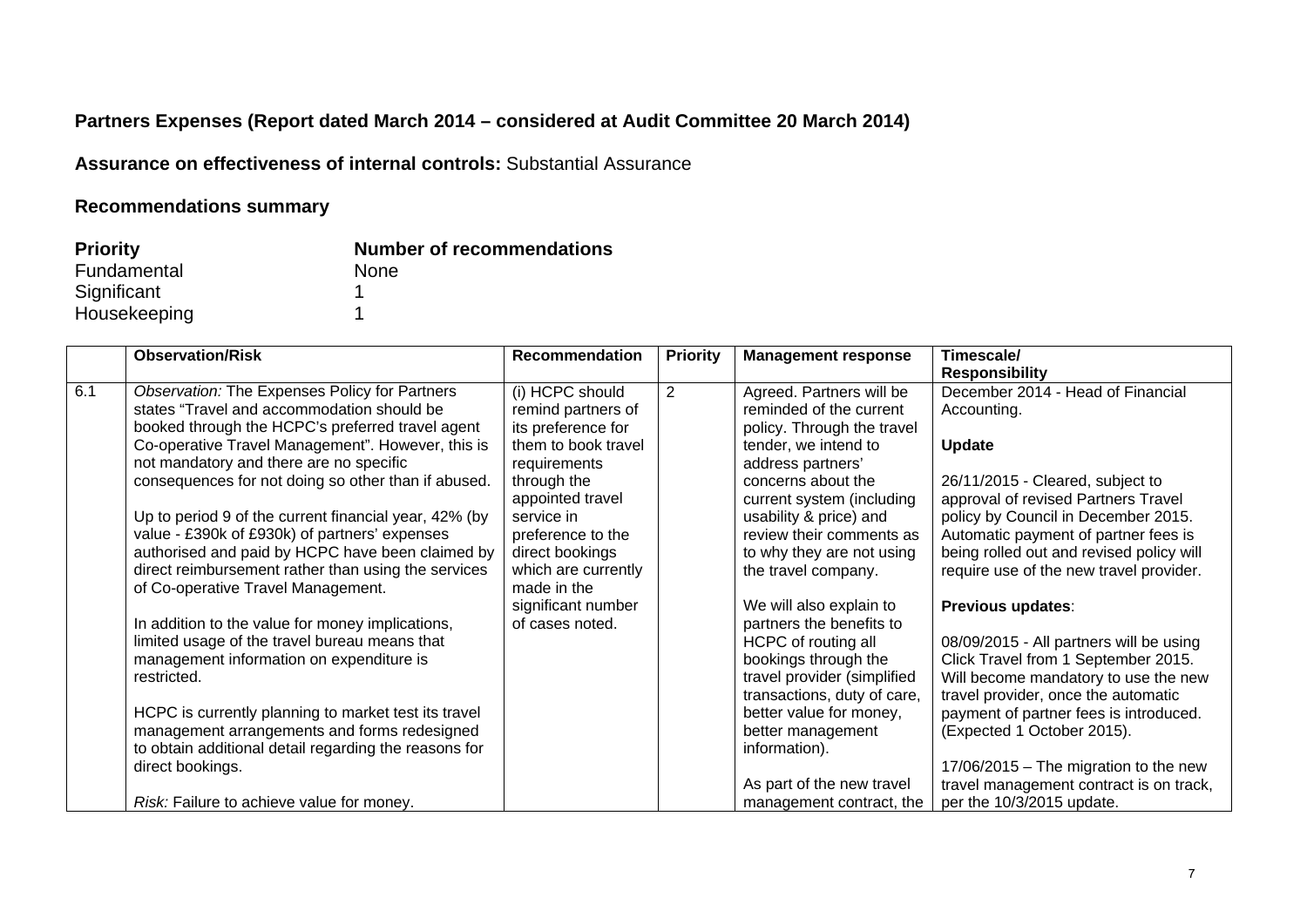**Partners Expenses (Report dated March 2014 – considered at Audit Committee 20 March 2014)**

**Assurance on effectiveness of internal controls:** Substantial Assurance

**Recommendations summary**

| **Priority** | **Number of recommendations** |
|---|---|
| Fundamental | None |
| Significant | 1 |
| Housekeeping | 1 |

| | **Observation/Risk** | **Recommendation** | **Priority** | **Management response** | **Timescale/ Responsibility** |
|---|---|---|---|---|---|
| 6.1 | *Observation:* The Expenses Policy for Partners states "Travel and accommodation should be booked through the HCPC's preferred travel agent Co-operative Travel Management". However, this is not mandatory and there are no specific consequences for not doing so other than if abused.<br><br>Up to period 9 of the current financial year, 42% (by value - £390k of £930k) of partners' expenses authorised and paid by HCPC have been claimed by direct reimbursement rather than using the services of Co-operative Travel Management.<br><br>In addition to the value for money implications, limited usage of the travel bureau means that management information on expenditure is restricted.<br><br>HCPC is currently planning to market test its travel management arrangements and forms redesigned to obtain additional detail regarding the reasons for direct bookings.<br><br>*Risk:* Failure to achieve value for money. | (i) HCPC should remind partners of its preference for them to book travel requirements through the appointed travel service in preference to the direct bookings which are currently made in the significant number of cases noted. | 2 | Agreed. Partners will be reminded of the current policy. Through the travel tender, we intend to address partners' concerns about the current system (including usability & price) and review their comments as to why they are not using the travel company.<br><br>We will also explain to partners the benefits to HCPC of routing all bookings through the travel provider (simplified transactions, duty of care, better value for money, better management information).<br><br>As part of the new travel management contract, the | December 2014 - Head of Financial Accounting.<br><br>**Update**<br><br>26/11/2015 - Cleared, subject to approval of revised Partners Travel policy by Council in December 2015. Automatic payment of partner fees is being rolled out and revised policy will require use of the new travel provider.<br><br>**Previous updates**:<br><br>08/09/2015 - All partners will be using Click Travel from 1 September 2015. Will become mandatory to use the new travel provider, once the automatic payment of partner fees is introduced. (Expected 1 October 2015).<br><br>17/06/2015 – The migration to the new travel management contract is on track, per the 10/3/2015 update. |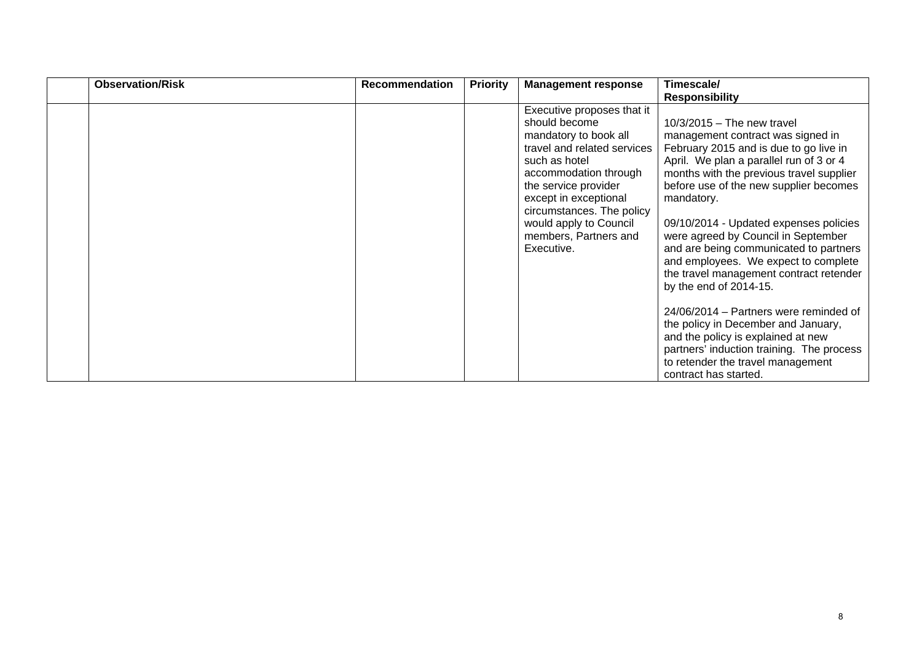| | Observation/Risk | Recommendation | Priority | Management response | Timescale/ Responsibility |
|---|---|---|---|---|---|
| | | | | Executive proposes that it should become mandatory to book all travel and related services such as hotel accommodation through the service provider except in exceptional circumstances. The policy would apply to Council members, Partners and Executive. | 10/3/2015 – The new travel management contract was signed in February 2015 and is due to go live in April. We plan a parallel run of 3 or 4 months with the previous travel supplier before use of the new supplier becomes mandatory.<br><br>09/10/2014 - Updated expenses policies were agreed by Council in September and are being communicated to partners and employees. We expect to complete the travel management contract retender by the end of 2014-15.<br><br>24/06/2014 – Partners were reminded of the policy in December and January, and the policy is explained at new partners' induction training. The process to retender the travel management contract has started. |